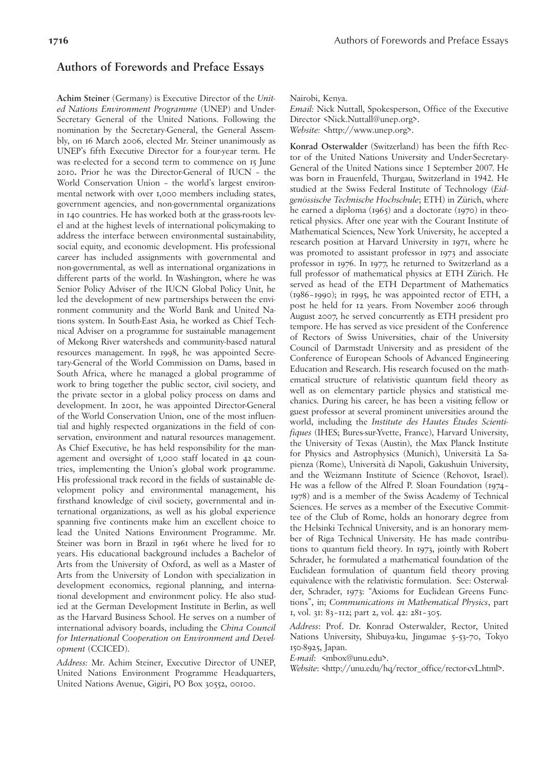## Authors of Forewords and Preface Essays

**Achim Steiner** (Germany) is Executive Director of the *United Nations Environment Programme* (UNEP) and Under-Secretary General of the United Nations. Following the nomination by the Secretary-General, the General Assembly, on 16 March 2006, elected Mr. Steiner unanimously as UNEP's fifth Executive Director for a four-year term. He was re-elected for a second term to commence on 15 June 2010**.** Prior he was the Director-General of IUCN – the World Conservation Union – the world's largest environmental network with over 1,000 members including states, government agencies, and non-governmental organizations in 140 countries. He has worked both at the grass-roots level and at the highest levels of international policymaking to address the interface between environmental sustainability, social equity, and economic development. His professional career has included assignments with governmental and non-governmental, as well as international organizations in different parts of the world. In Washington, where he was Senior Policy Adviser of the IUCN Global Policy Unit, he led the development of new partnerships between the environment community and the World Bank and United Nations system. In South-East Asia, he worked as Chief Technical Adviser on a programme for sustainable management of Mekong River watersheds and community-based natural resources management. In 1998, he was appointed Secretary-General of the World Commission on Dams, based in South Africa, where he managed a global programme of work to bring together the public sector, civil society, and the private sector in a global policy process on dams and development. In 2001, he was appointed Director-General of the World Conservation Union, one of the most influential and highly respected organizations in the field of conservation, environment and natural resources management. As Chief Executive, he has held responsibility for the management and oversight of 1,000 staff located in 42 countries, implementing the Union's global work programme. His professional track record in the fields of sustainable development policy and environmental management, his firsthand knowledge of civil society, governmental and international organizations, as well as his global experience spanning five continents make him an excellent choice to lead the United Nations Environment Programme. Mr. Steiner was born in Brazil in 1961 where he lived for 10 years. His educational background includes a Bachelor of Arts from the University of Oxford, as well as a Master of Arts from the University of London with specialization in development economics, regional planning, and international development and environment policy. He also studied at the German Development Institute in Berlin, as well as the Harvard Business School. He serves on a number of international advisory boards, including the *China Council for International Cooperation on Environment and Development* (CCICED).

*Address:* Mr. Achim Steiner, Executive Director of UNEP, United Nations Environment Programme Headquarters, United Nations Avenue, Gigiri, PO Box 30552, 00100. Nairobi, Kenya.
*Email:* Nick Nuttall, Spokesperson, Office of the Executive Director <Nick.Nuttall@unep.org>.
*Website:* <http://www.unep.org>.

**Konrad Osterwalder** (Switzerland) has been the fifth Rector of the United Nations University and Under-Secretary-General of the United Nations since 1 September 2007. He was born in Frauenfeld, Thurgau, Switzerland in 1942. He studied at the Swiss Federal Institute of Technology (*Eidgenössische Technische Hochschule*; ETH) in Zürich, where he earned a diploma (1965) and a doctorate (1970) in theoretical physics. After one year with the Courant Institute of Mathematical Sciences, New York University, he accepted a research position at Harvard University in 1971, where he was promoted to assistant professor in 1973 and associate professor in 1976. In 1977, he returned to Switzerland as a full professor of mathematical physics at ETH Zürich. He served as head of the ETH Department of Mathematics (1986–1990); in 1995, he was appointed rector of ETH, a post he held for 12 years. From November 2006 through August 2007, he served concurrently as ETH president pro tempore. He has served as vice president of the Conference of Rectors of Swiss Universities, chair of the University Council of Darmstadt University and as president of the Conference of European Schools of Advanced Engineering Education and Research. His research focused on the mathematical structure of relativistic quantum field theory as well as on elementary particle physics and statistical mechanics. During his career, he has been a visiting fellow or guest professor at several prominent universities around the world, including the *Institute des Hautes Études Scientifiques* (IHES; Bures-sur-Yvette, France), Harvard University, the University of Texas (Austin), the Max Planck Institute for Physics and Astrophysics (Munich), Università La Sapienza (Rome), Università di Napoli, Gakushuin University, and the Weizmann Institute of Science (Rehovot, Israel). He was a fellow of the Alfred P. Sloan Foundation (1974–1978) and is a member of the Swiss Academy of Technical Sciences. He serves as a member of the Executive Committee of the Club of Rome, holds an honorary degree from the Helsinki Technical University, and is an honorary member of Riga Technical University. He has made contributions to quantum field theory. In 1973, jointly with Robert Schrader, he formulated a mathematical foundation of the Euclidean formulation of quantum field theory proving equivalence with the relativistic formulation. See: Osterwalder, Schrader, 1973: "Axioms for Euclidean Greens Functions", in; *Communications in Mathematical Physics*, part 1, vol. 31: 83–112; part 2, vol. 42: 281–305.

*Address*: Prof. Dr. Konrad Osterwalder, Rector, United Nations University, Shibuya-ku, Jingumae 5-53-70, Tokyo 150-8925, Japan.
*E-mail*: <mbox@unu.edu>.
*Website*: <http://unu.edu/hq/rector_office/rector-cvL.html>.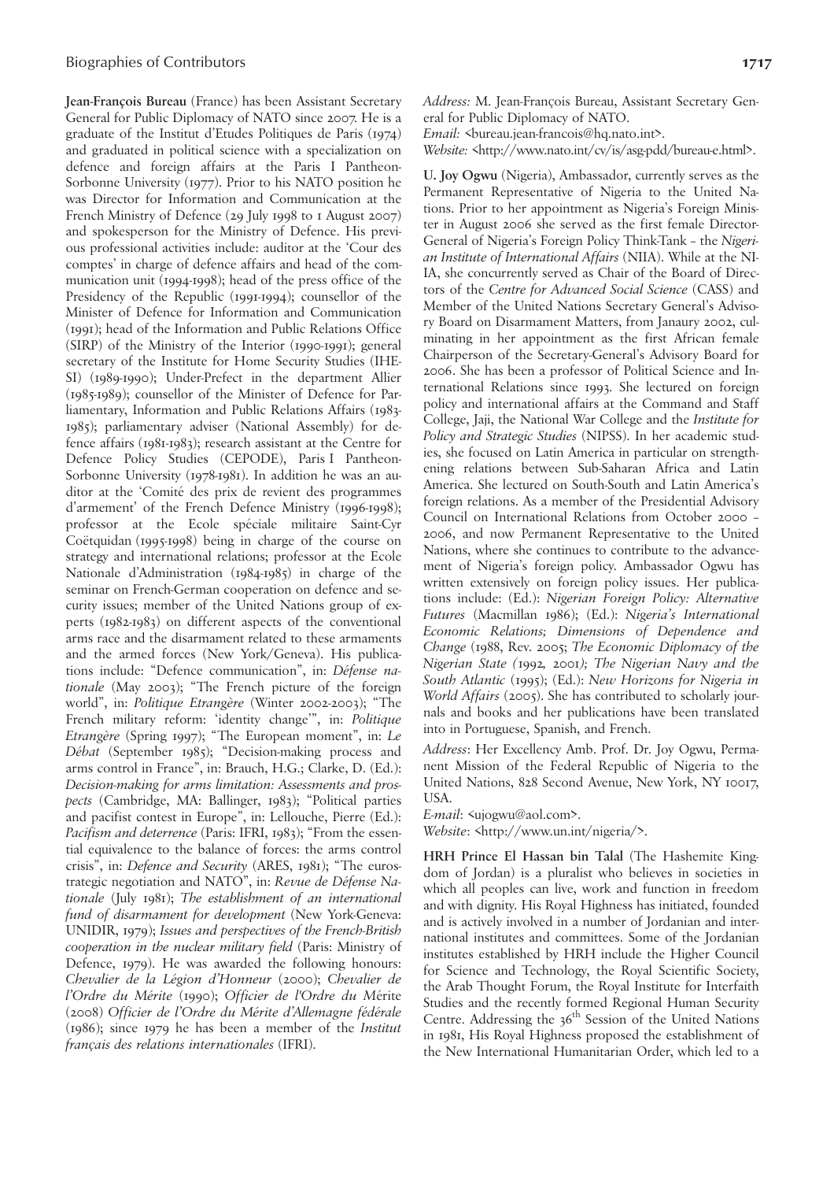**Jean-François Bureau** (France) has been Assistant Secretary General for Public Diplomacy of NATO since 2007. He is a graduate of the Institut d'Etudes Politiques de Paris (1974) and graduated in political science with a specialization on defence and foreign affairs at the Paris I Pantheon-Sorbonne University (1977). Prior to his NATO position he was Director for Information and Communication at the French Ministry of Defence (29 July 1998 to 1 August 2007) and spokesperson for the Ministry of Defence. His previous professional activities include: auditor at the 'Cour des comptes' in charge of defence affairs and head of the communication unit (1994-1998); head of the press office of the Presidency of the Republic (1991-1994); counsellor of the Minister of Defence for Information and Communication (1991); head of the Information and Public Relations Office (SIRP) of the Ministry of the Interior (1990-1991); general secretary of the Institute for Home Security Studies (IHESI) (1989-1990); Under-Prefect in the department Allier (1985-1989); counsellor of the Minister of Defence for Parliamentary, Information and Public Relations Affairs (1983-1985); parliamentary adviser (National Assembly) for defence affairs (1981-1983); research assistant at the Centre for Defence Policy Studies (CEPODE), Paris I Pantheon-Sorbonne University (1978-1981). In addition he was an auditor at the 'Comité des prix de revient des programmes d'armement' of the French Defence Ministry (1996-1998); professor at the Ecole spéciale militaire Saint-Cyr Coëtquidan (1995-1998) being in charge of the course on strategy and international relations; professor at the Ecole Nationale d'Administration (1984-1985) in charge of the seminar on French-German cooperation on defence and security issues; member of the United Nations group of experts (1982-1983) on different aspects of the conventional arms race and the disarmament related to these armaments and the armed forces (New York/Geneva). His publications include: "Defence communication", in: *Défense nationale* (May 2003); "The French picture of the foreign world", in: *Politique Etrangère* (Winter 2002-2003); "The French military reform: 'identity change'", in: *Politique Etrangère* (Spring 1997); "The European moment", in: *Le Débat* (September 1985); "Decision-making process and arms control in France", in: Brauch, H.G.; Clarke, D. (Ed.): *Decision-making for arms limitation: Assessments and prospects* (Cambridge, MA: Ballinger, 1983); "Political parties and pacifist contest in Europe", in: Lellouche, Pierre (Ed.): *Pacifism and deterrence* (Paris: IFRI, 1983); "From the essential equivalence to the balance of forces: the arms control crisis", in: *Defence and Security* (ARES, 1981); "The eurostrategic negotiation and NATO", in: *Revue de Défense Nationale* (July 1981); *The establishment of an international fund of disarmament for development* (New York-Geneva: UNIDIR, 1979); *Issues and perspectives of the French-British cooperation in the nuclear military field* (Paris: Ministry of Defence, 1979). He was awarded the following honours: *Chevalier de la Légion d'Honneur* (2000); *Chevalier de l'Ordre du Mérite* (1990); *Officier de l'Ordre du M*érite (2008) *Officier de l'Ordre du Mérite d'Allemagne fédérale* (1986); since 1979 he has been a member of the *Institut français des relations internationales* (IFRI).

*Address:* M. Jean-François Bureau, Assistant Secretary General for Public Diplomacy of NATO.
*Email:* <bureau.jean-francois@hq.nato.int>.
*Website:* <http://www.nato.int/cv/is/asg-pdd/bureau-e.html>.

**U. Joy Ogwu** (Nigeria), Ambassador, currently serves as the Permanent Representative of Nigeria to the United Nations. Prior to her appointment as Nigeria's Foreign Minister in August 2006 she served as the first female Director-General of Nigeria's Foreign Policy Think-Tank – the *Nigerian Institute of International Affairs* (NIIA). While at the NIIA, she concurrently served as Chair of the Board of Directors of the *Centre for Advanced Social Science* (CASS) and Member of the United Nations Secretary General's Advisory Board on Disarmament Matters, from Janaury 2002, culminating in her appointment as the first African female Chairperson of the Secretary-General's Advisory Board for 2006. She has been a professor of Political Science and International Relations since 1993. She lectured on foreign policy and international affairs at the Command and Staff College, Jaji, the National War College and the *Institute for Policy and Strategic Studies* (NIPSS). In her academic studies, she focused on Latin America in particular on strengthening relations between Sub-Saharan Africa and Latin America. She lectured on South-South and Latin America's foreign relations. As a member of the Presidential Advisory Council on International Relations from October 2000 – 2006, and now Permanent Representative to the United Nations, where she continues to contribute to the advancement of Nigeria's foreign policy. Ambassador Ogwu has written extensively on foreign policy issues. Her publications include: (Ed.): *Nigerian Foreign Policy: Alternative Futures* (Macmillan 1986); (Ed.): *Nigeria's International Economic Relations; Dimensions of Dependence and Change* (1988, Rev. 2005; *The Economic Diplomacy of the Nigerian State (*1992*,* 2001*); The Nigerian Navy and the South Atlantic* (1995); (Ed.): *New Horizons for Nigeria in World Affairs* (2005). She has contributed to scholarly journals and books and her publications have been translated into in Portuguese, Spanish, and French.

*Address*: Her Excellency Amb. Prof. Dr. Joy Ogwu, Permanent Mission of the Federal Republic of Nigeria to the United Nations, 828 Second Avenue, New York, NY 10017, USA.
*E-mail*: <ujogwu@aol.com>.
*Website*: <http://www.un.int/nigeria/>.

**HRH Prince El Hassan bin Talal** (The Hashemite Kingdom of Jordan) is a pluralist who believes in societies in which all peoples can live, work and function in freedom and with dignity. His Royal Highness has initiated, founded and is actively involved in a number of Jordanian and international institutes and committees. Some of the Jordanian institutes established by HRH include the Higher Council for Science and Technology, the Royal Scientific Society, the Arab Thought Forum, the Royal Institute for Interfaith Studies and the recently formed Regional Human Security Centre. Addressing the 36th Session of the United Nations in 1981, His Royal Highness proposed the establishment of the New International Humanitarian Order, which led to a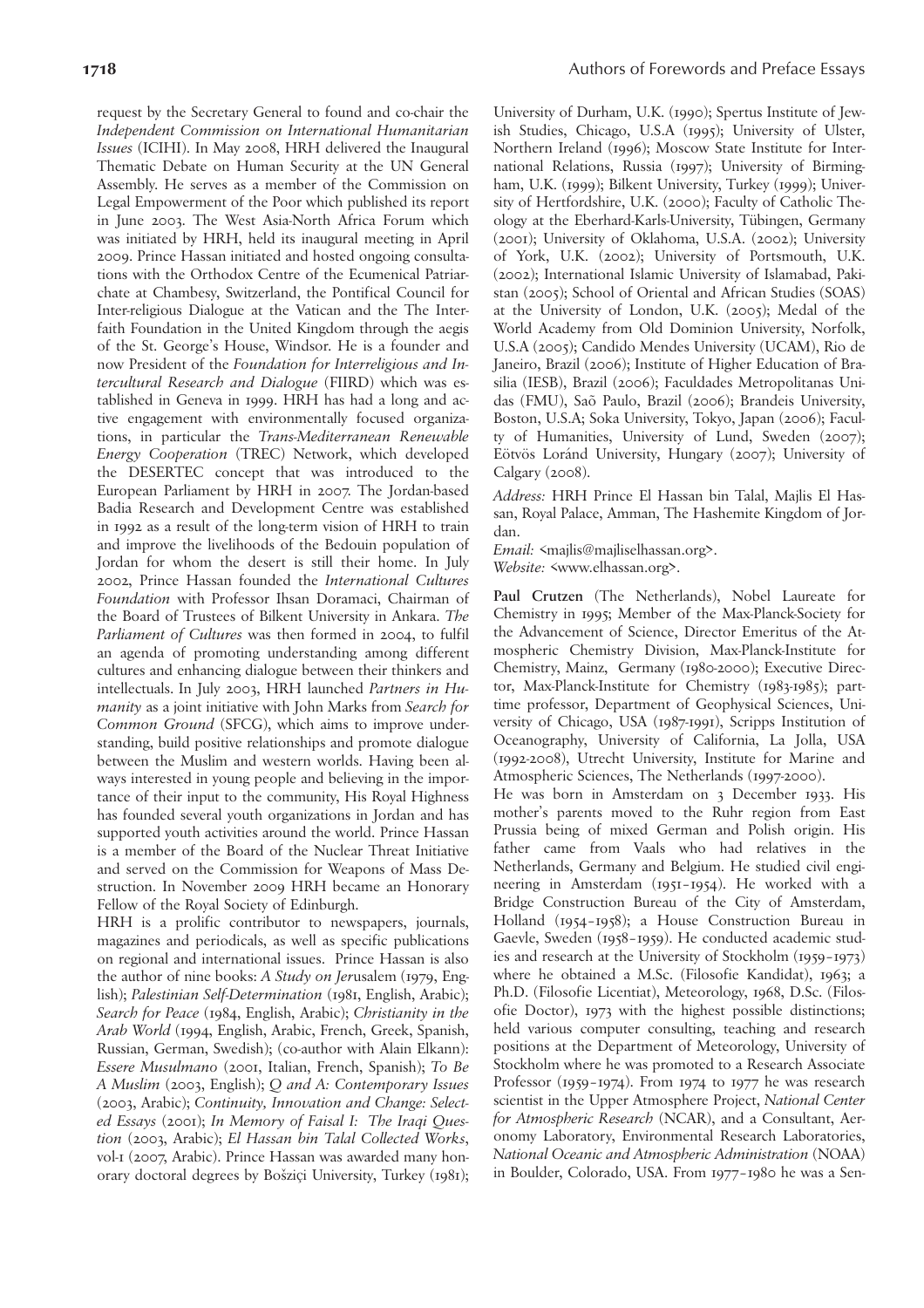request by the Secretary General to found and co-chair the *Independent Commission on International Humanitarian Issues* (ICIHI). In May 2008, HRH delivered the Inaugural Thematic Debate on Human Security at the UN General Assembly. He serves as a member of the Commission on Legal Empowerment of the Poor which published its report in June 2003. The West Asia-North Africa Forum which was initiated by HRH, held its inaugural meeting in April 2009. Prince Hassan initiated and hosted ongoing consultations with the Orthodox Centre of the Ecumenical Patriarchate at Chambesy, Switzerland, the Pontifical Council for Inter-religious Dialogue at the Vatican and the The Interfaith Foundation in the United Kingdom through the aegis of the St. George's House, Windsor. He is a founder and now President of the *Foundation for Interreligious and Intercultural Research and Dialogue* (FIIRD) which was established in Geneva in 1999. HRH has had a long and active engagement with environmentally focused organizations, in particular the *Trans-Mediterranean Renewable Energy Cooperation* (TREC) Network, which developed the DESERTEC concept that was introduced to the European Parliament by HRH in 2007. The Jordan-based Badia Research and Development Centre was established in 1992 as a result of the long-term vision of HRH to train and improve the livelihoods of the Bedouin population of Jordan for whom the desert is still their home. In July 2002, Prince Hassan founded the *International Cultures Foundation* with Professor Ihsan Doramaci, Chairman of the Board of Trustees of Bilkent University in Ankara. *The Parliament of Cultures* was then formed in 2004, to fulfil an agenda of promoting understanding among different cultures and enhancing dialogue between their thinkers and intellectuals. In July 2003, HRH launched *Partners in Humanity* as a joint initiative with John Marks from *Search for Common Ground* (SFCG), which aims to improve understanding, build positive relationships and promote dialogue between the Muslim and western worlds. Having been always interested in young people and believing in the importance of their input to the community, His Royal Highness has founded several youth organizations in Jordan and has supported youth activities around the world. Prince Hassan is a member of the Board of the Nuclear Threat Initiative and served on the Commission for Weapons of Mass Destruction. In November 2009 HRH became an Honorary Fellow of the Royal Society of Edinburgh.

HRH is a prolific contributor to newspapers, journals, magazines and periodicals, as well as specific publications on regional and international issues. Prince Hassan is also the author of nine books: *A Study on Jerusalem* (1979, English); *Palestinian Self-Determination* (1981, English, Arabic); *Search for Peace* (1984, English, Arabic); *Christianity in the Arab World* (1994, English, Arabic, French, Greek, Spanish, Russian, German, Swedish); (co-author with Alain Elkann): *Essere Musulmano* (2001, Italian, French, Spanish); *To Be A Muslim* (2003, English); *Q and A: Contemporary Issues* (2003, Arabic); *Continuity, Innovation and Change: Selected Essays* (2001); *In Memory of Faisal I: The Iraqi Question* (2003, Arabic); *El Hassan bin Talal Collected Works*, vol-1 (2007, Arabic). Prince Hassan was awarded many honorary doctoral degrees by Bošziçi University, Turkey (1981); University of Durham, U.K. (1990); Spertus Institute of Jewish Studies, Chicago, U.S.A (1995); University of Ulster, Northern Ireland (1996); Moscow State Institute for International Relations, Russia (1997); University of Birmingham, U.K. (1999); Bilkent University, Turkey (1999); University of Hertfordshire, U.K. (2000); Faculty of Catholic Theology at the Eberhard-Karls-University, Tübingen, Germany (2001); University of Oklahoma, U.S.A. (2002); University of York, U.K. (2002); University of Portsmouth, U.K. (2002); International Islamic University of Islamabad, Pakistan (2005); School of Oriental and African Studies (SOAS) at the University of London, U.K. (2005); Medal of the World Academy from Old Dominion University, Norfolk, U.S.A (2005); Candido Mendes University (UCAM), Rio de Janeiro, Brazil (2006); Institute of Higher Education of Brasilia (IESB), Brazil (2006); Faculdades Metropolitanas Unidas (FMU), Saõ Paulo, Brazil (2006); Brandeis University, Boston, U.S.A; Soka University, Tokyo, Japan (2006); Faculty of Humanities, University of Lund, Sweden (2007); Eötvös Loránd University, Hungary (2007); University of Calgary (2008).

*Address:* HRH Prince El Hassan bin Talal, Majlis El Hassan, Royal Palace, Amman, The Hashemite Kingdom of Jordan.

*Email:* <majlis@majliselhassan.org>.
*Website:* <www.elhassan.org>.

**Paul Crutzen** (The Netherlands), Nobel Laureate for Chemistry in 1995; Member of the Max-Planck-Society for the Advancement of Science, Director Emeritus of the Atmospheric Chemistry Division, Max-Planck-Institute for Chemistry, Mainz, Germany (1980-2000); Executive Director, Max-Planck-Institute for Chemistry (1983-1985); part-time professor, Department of Geophysical Sciences, University of Chicago, USA (1987-1991), Scripps Institution of Oceanography, University of California, La Jolla, USA (1992-2008), Utrecht University, Institute for Marine and Atmospheric Sciences, The Netherlands (1997-2000).

He was born in Amsterdam on 3 December 1933. His mother's parents moved to the Ruhr region from East Prussia being of mixed German and Polish origin. His father came from Vaals who had relatives in the Netherlands, Germany and Belgium. He studied civil engineering in Amsterdam (1951–1954). He worked with a Bridge Construction Bureau of the City of Amsterdam, Holland (1954–1958); a House Construction Bureau in Gaevle, Sweden (1958–1959). He conducted academic studies and research at the University of Stockholm (1959–1973) where he obtained a M.Sc. (Filosofie Kandidat), 1963; a Ph.D. (Filosofie Licentiat), Meteorology, 1968, D.Sc. (Filosofie Doctor), 1973 with the highest possible distinctions; held various computer consulting, teaching and research positions at the Department of Meteorology, University of Stockholm where he was promoted to a Research Associate Professor (1959–1974). From 1974 to 1977 he was research scientist in the Upper Atmosphere Project, *National Center for Atmospheric Research* (NCAR), and a Consultant, Aeronomy Laboratory, Environmental Research Laboratories, *National Oceanic and Atmospheric Administration* (NOAA) in Boulder, Colorado, USA. From 1977–1980 he was a Sen-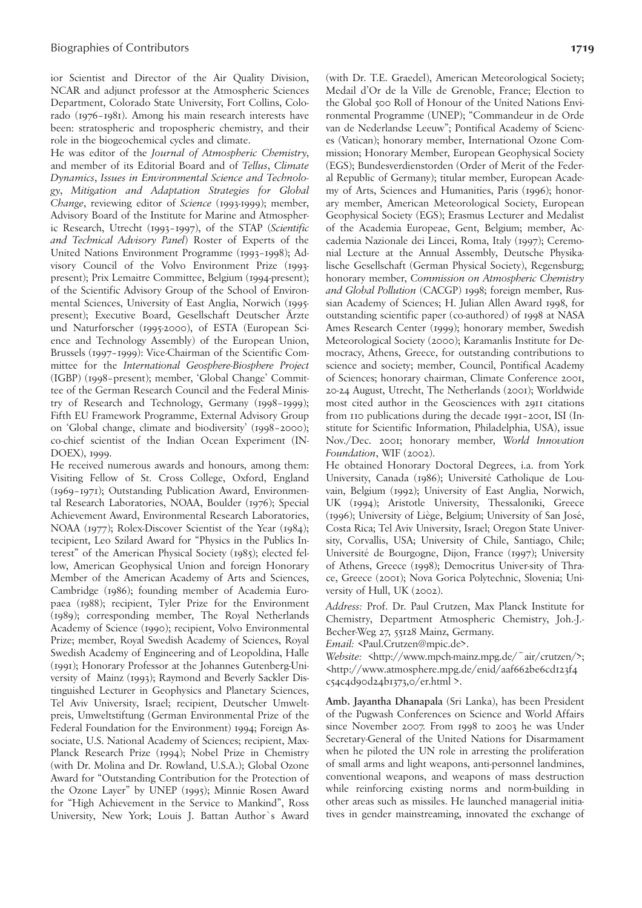ior Scientist and Director of the Air Quality Division, NCAR and adjunct professor at the Atmospheric Sciences Department, Colorado State University, Fort Collins, Colorado (1976–1981). Among his main research interests have been: stratospheric and tropospheric chemistry, and their role in the biogeochemical cycles and climate.

He was editor of the *Journal of Atmospheric Chemistry*, and member of its Editorial Board and of *Tellus*, *Climate Dynamics*, *Issues in Environmental Science and Technology*, *Mitigation and Adaptation Strategies for Global Change*, reviewing editor of *Science* (1993-1999); member, Advisory Board of the Institute for Marine and Atmospheric Research, Utrecht (1993–1997), of the STAP (*Scientific and Technical Advisory Panel*) Roster of Experts of the United Nations Environment Programme (1993–1998); Advisory Council of the Volvo Environment Prize (1993-present); Prix Lemaitre Committee, Belgium (1994-present); of the Scientific Advisory Group of the School of Environmental Sciences, University of East Anglia, Norwich (1995-present); Executive Board, Gesellschaft Deutscher Ärzte und Naturforscher (1995-2000), of ESTA (European Science and Technology Assembly) of the European Union, Brussels (1997–1999): Vice-Chairman of the Scientific Committee for the *International Geosphere-Biosphere Project* (IGBP) (1998–present); member, 'Global Change' Committee of the German Research Council and the Federal Ministry of Research and Technology, Germany (1998–1999); Fifth EU Framework Programme, External Advisory Group on 'Global change, climate and biodiversity' (1998–2000); co-chief scientist of the Indian Ocean Experiment (INDOEX), 1999.

He received numerous awards and honours, among them: Visiting Fellow of St. Cross College, Oxford, England (1969–1971); Outstanding Publication Award, Environmental Research Laboratories, NOAA, Boulder (1976); Special Achievement Award, Environmental Research Laboratories, NOAA (1977); Rolex-Discover Scientist of the Year (1984); tecipient, Leo Szilard Award for "Physics in the Publics Interest" of the American Physical Society (1985); elected fellow, American Geophysical Union and foreign Honorary Member of the American Academy of Arts and Sciences, Cambridge (1986); founding member of Academia Europaea (1988); recipient, Tyler Prize for the Environment (1989); corresponding member, The Royal Netherlands Academy of Science (1990); recipient, Volvo Environmental Prize; member, Royal Swedish Academy of Sciences, Royal Swedish Academy of Engineering and of Leopoldina, Halle (1991); Honorary Professor at the Johannes Gutenberg-University of Mainz (1993); Raymond and Beverly Sackler Distinguished Lecturer in Geophysics and Planetary Sciences, Tel Aviv University, Israel; recipient, Deutscher Umweltpreis, Umweltstiftung (German Environmental Prize of the Federal Foundation for the Environment) 1994; Foreign Associate, U.S. National Academy of Sciences; recipient, Max-Planck Research Prize (1994); Nobel Prize in Chemistry (with Dr. Molina and Dr. Rowland, U.S.A.); Global Ozone Award for "Outstanding Contribution for the Protection of the Ozone Layer" by UNEP (1995); Minnie Rosen Award for "High Achievement in the Service to Mankind", Ross University, New York; Louis J. Battan Author`s Award (with Dr. T.E. Graedel), American Meteorological Society; Medail d'Or de la Ville de Grenoble, France; Election to the Global 500 Roll of Honour of the United Nations Environmental Programme (UNEP); "Commandeur in de Orde van de Nederlandse Leeuw"; Pontifical Academy of Sciences (Vatican); honorary member, International Ozone Commission; Honorary Member, European Geophysical Society (EGS); Bundesverdienstorden (Order of Merit of the Federal Republic of Germany); titular member, European Academy of Arts, Sciences and Humanities, Paris (1996); honorary member, American Meteorological Society, European Geophysical Society (EGS); Erasmus Lecturer and Medalist of the Academia Europeae, Gent, Belgium; member, Accademia Nazionale dei Lincei, Roma, Italy (1997); Ceremonial Lecture at the Annual Assembly, Deutsche Physikalische Gesellschaft (German Physical Society), Regensburg; honorary member, *Commission on Atmospheric Chemistry and Global Pollution* (CACGP) 1998; foreign member, Russian Academy of Sciences; H. Julian Allen Award 1998, for outstanding scientific paper (co-authored) of 1998 at NASA Ames Research Center (1999); honorary member, Swedish Meteorological Society (2000); Karamanlis Institute for Democracy, Athens, Greece, for outstanding contributions to science and society; member, Council, Pontifical Academy of Sciences; honorary chairman, Climate Conference 2001, 20-24 August, Utrecht, The Netherlands (2001); Worldwide most cited author in the Geosciences with 2911 citations from 110 publications during the decade 1991–2001, ISI (Institute for Scientific Information, Philadelphia, USA), issue Nov./Dec. 2001; honorary member, *World Innovation Foundation*, WIF (2002).

He obtained Honorary Doctoral Degrees, i.a. from York University, Canada (1986); Université Catholique de Louvain, Belgium (1992); University of East Anglia, Norwich, UK (1994); Aristotle University, Thessaloniki, Greece (1996); University of Liège, Belgium; University of San José, Costa Rica; Tel Aviv University, Israel; Oregon State University, Corvallis, USA; University of Chile, Santiago, Chile; Université de Bourgogne, Dijon, France (1997); University of Athens, Greece (1998); Democritus University of Thrace, Greece (2001); Nova Gorica Polytechnic, Slovenia; University of Hull, UK (2002).

*Address:* Prof. Dr. Paul Crutzen, Max Planck Institute for Chemistry, Department Atmospheric Chemistry, Joh.-J.-Becher-Weg 27, 55128 Mainz, Germany.

*Email:* <Paul.Crutzen@mpic.de>.

*Website:* <http://www.mpch-mainz.mpg.de/~air/crutzen/>; <http://www.atmosphere.mpg.de/enid/aaf662be6cd123f4c54c4d90d24b1373,0/er.html >.

**Amb. Jayantha Dhanapala** (Sri Lanka), has been President of the Pugwash Conferences on Science and World Affairs since November 2007. From 1998 to 2003 he was Under Secretary-General of the United Nations for Disarmament when he piloted the UN role in arresting the proliferation of small arms and light weapons, anti-personnel landmines, conventional weapons, and weapons of mass destruction while reinforcing existing norms and norm-building in other areas such as missiles. He launched managerial initiatives in gender mainstreaming, innovated the exchange of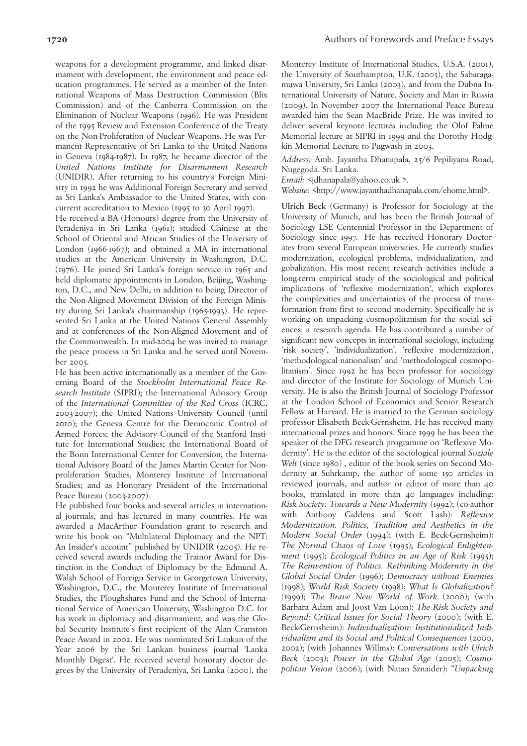weapons for a development programme, and linked disarmament with development, the environment and peace education programmes. He served as a member of the International Weapons of Mass Destruction Commission (Blix Commission) and of the Canberra Commission on the Elimination of Nuclear Weapons (1996). He was President of the 1995 Review and Extension Conference of the Treaty on the Non-Proliferation of Nuclear Weapons. He was Permanent Representative of Sri Lanka to the United Nations in Geneva (1984-1987). In 1987, he became director of the *United Nations Institute for Disarmament Research* (UNIDIR). After returning to his country's Foreign Ministry in 1992 he was Additional Foreign Secretary and served as Sri Lanka's Ambassador to the United States, with concurrent accreditation to Mexico (1995 to 30 April 1997).

He received a BA (Honours) degree from the University of Peradeniya in Sri Lanka (1961); studied Chinese at the School of Oriental and African Studies of the University of London (1966-1967); and obtained a MA in international studies at the American University in Washington, D.C. (1976). He joined Sri Lanka's foreign service in 1965 and held diplomatic appointments in London, Beijing, Washington, D.C., and New Delhi, in addition to being Director of the Non-Aligned Movement Division of the Foreign Ministry during Sri Lanka's chairmanship (1965-1993). He represented Sri Lanka at the United Nations General Assembly and at conferences of the Non-Aligned Movement and of the Commonwealth. In mid-2004 he was invited to manage the peace process in Sri Lanka and he served until November 2005.

He has been active internationally as a member of the Governing Board of the *Stockholm International Peace Research Institute* (SIPRI); the International Advisory Group of the *International Committee of the Red Cross* (ICRC, 2003-2007); the United Nations University Council (until 2010); the Geneva Centre for the Democratic Control of Armed Forces; the Advisory Council of the Stanford Institute for International Studies; the International Board of the Bonn International Center for Conversion; the International Advisory Board of the James Martin Center for Nonproliferation Studies, Monterey Institute of International Studies; and as Honorary President of the International Peace Bureau (2003-2007).

He published four books and several articles in international journals, and has lectured in many countries. He was awarded a MacArthur Foundation grant to research and write his book on "Multilateral Diplomacy and the NPT: An Insider's account" published by UNIDIR (2005). He received several awards including the Trainor Award for Distinction in the Conduct of Diplomacy by the Edmund A. Walsh School of Foreign Service in Georgetown University, Washington, D.C., the Monterey Institute of International Studies, the Ploughshares Fund and the School of International Service of American University, Washington D.C. for his work in diplomacy and disarmament, and was the Global Security Institute's first recipient of the Alan Cranston Peace Award in 2002. He was nominated Sri Lankan of the Year 2006 by the Sri Lankan business journal 'Lanka Monthly Digest'. He received several honorary doctor degrees by the University of Peradeniya, Sri Lanka (2000), the Monterey Institute of International Studies, U.S.A. (2001), the University of Southampton, U.K. (2003), the Sabaragamuwa University, Sri Lanka (2003), and from the Dubna International University of Nature, Society and Man in Russia (2009). In November 2007 the International Peace Bureau awarded him the Sean MacBride Prize. He was invited to deliver several keynote lectures including the Olof Palme Memorial lecture at SIPRI in 1999 and the Dorothy Hodgkin Memorial Lecture to Pugwash in 2003.

*Address:* Amb. Jayantha Dhanapala, 25/6 Pepiliyana Road, Nugegoda. Sri Lanka.
*Email:* <jdhanapala@yahoo.co.uk >.
*Website:* <http://www.jayanthadhanapala.com/ehome.html>.

**Ulrich Beck** (Germany) is Professor for Sociology at the University of Munich, and has been the British Journal of Sociology LSE Centennial Professor in the Department of Sociology since 1997. He has received Honorary Doctorates from several European universities. He currently studies modernization, ecological problems, individualization, and gobalization. His most recent research activities include a long-term empirical study of the sociological and political implications of 'reflexive modernization', which explores the complexities and uncertainties of the process of transformation from first to second modernity. Specifically he is working on unpacking cosmopolitanism for the social sciences: a research agenda. He has contributed a number of significant new concepts in international sociology, including 'risk society', 'individualization', 'reflexive modernization', 'methodological nationalism' and 'methodological cosmopolitanism'. Since 1992 he has been professor for sociology and director of the Institute for Sociology of Munich University. He is also the British Journal of Sociology Professor at the London School of Economics and Senior Research Fellow at Harvard. He is married to the German sociology professor Elisabeth Beck-Gernsheim. He has received many international prizes and honors. Since 1999 he has been the speaker of the DFG research programme on 'Reflexive Modernity'. He is the editor of the sociological journal *Soziale Welt* (since 1980) , editor of the book series on Second Modernity at Suhrkamp, the author of some 150 articles in reviewed journals, and author or editor of more than 40 books, translated in more than 40 languages including: *Risk Society: Towards a New Modernity* (1992); (co-author with Anthony Giddens and Scott Lash): *Reflexive Modernization. Politics, Tradition and Aesthetics in the Modern Social Order* (1994); (with E. Beck-Gernsheim): *The Normal Chaos of Love* (1995); *Ecological Enlightenment* (1995); *Ecological Politics in an Age of Risk* (1995); *The Reinvention of Politics. Rethinking Modernity in the Global Social Order* (1996); *Democracy without Enemies* (1998); *World Risk Society* (1998); *What Is Globalization?* (1999); *The Brave New World of Work* (2000); (with Barbara Adam and Joost Van Loon): *The Risk Society and Beyond: Critical Issues for Social Theory* (2000); (with E. Beck-Gernsheim): *Individualization: Institutionalized Individualism and its Social and Political Consequences* (2000, 2002); (with Johannes Willms): *Conversations with Ulrich Beck* (2003); *Power in the Global Age* (2005); *Cosmopolitan Vision* (2006); (with Natan Sznaider): "*Unpacking*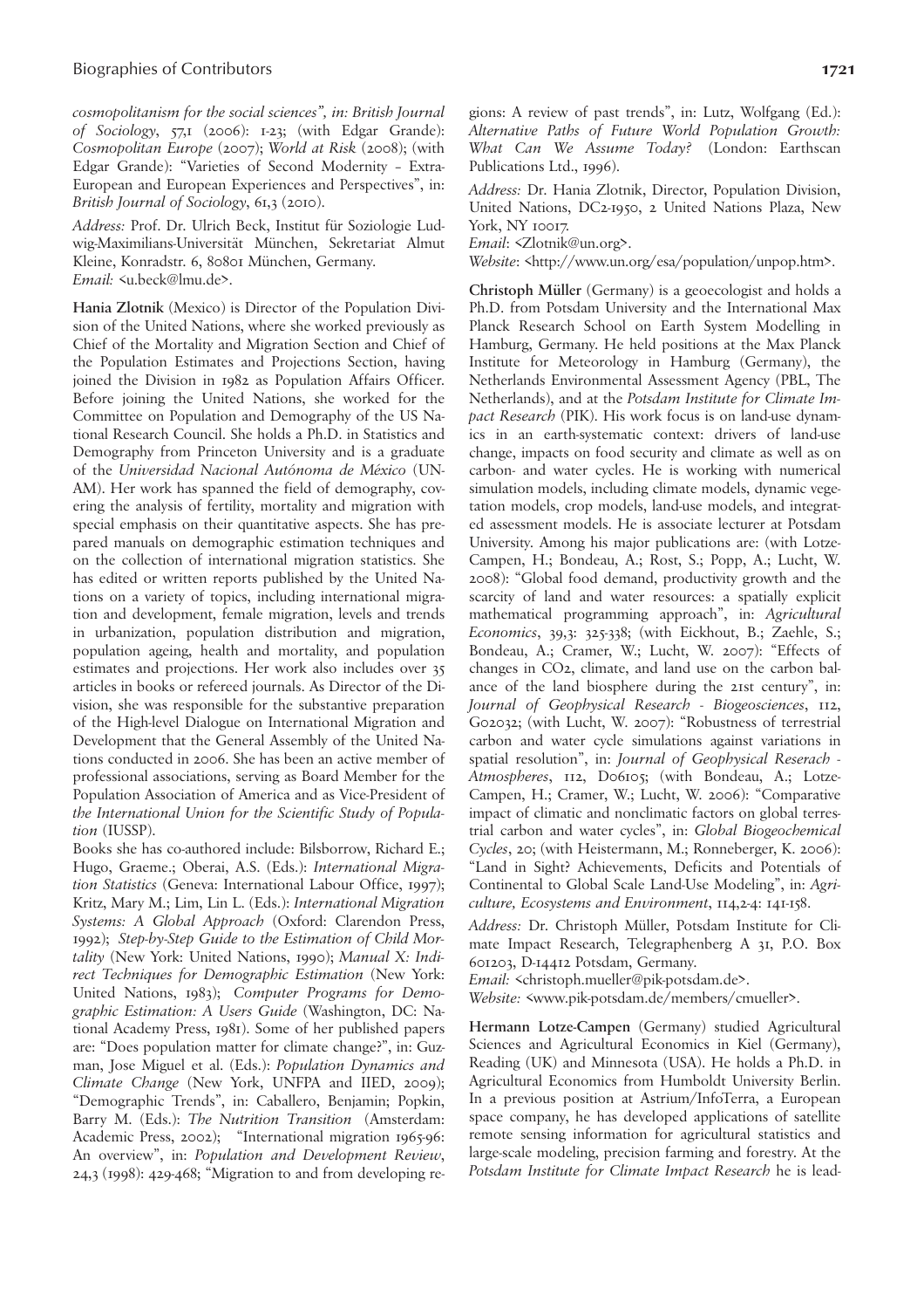*cosmopolitanism for the social sciences", in: British Journal of Sociology*, 57,1 (2006): 1-23; (with Edgar Grande): *Cosmopolitan Europe* (2007); *World at Risk* (2008); (with Edgar Grande): "Varieties of Second Modernity – Extra-European and European Experiences and Perspectives", in: *British Journal of Sociology*, 61,3 (2010).

*Address:* Prof. Dr. Ulrich Beck, Institut für Soziologie Ludwig-Maximilians-Universität München, Sekretariat Almut Kleine, Konradstr. 6, 80801 München, Germany.
*Email:* <u.beck@lmu.de>.

**Hania Zlotnik** (Mexico) is Director of the Population Division of the United Nations, where she worked previously as Chief of the Mortality and Migration Section and Chief of the Population Estimates and Projections Section, having joined the Division in 1982 as Population Affairs Officer. Before joining the United Nations, she worked for the Committee on Population and Demography of the US National Research Council. She holds a Ph.D. in Statistics and Demography from Princeton University and is a graduate of the *Universidad Nacional Autónoma de México* (UNAM). Her work has spanned the field of demography, covering the analysis of fertility, mortality and migration with special emphasis on their quantitative aspects. She has prepared manuals on demographic estimation techniques and on the collection of international migration statistics. She has edited or written reports published by the United Nations on a variety of topics, including international migration and development, female migration, levels and trends in urbanization, population distribution and migration, population ageing, health and mortality, and population estimates and projections. Her work also includes over 35 articles in books or refereed journals. As Director of the Division, she was responsible for the substantive preparation of the High-level Dialogue on International Migration and Development that the General Assembly of the United Nations conducted in 2006. She has been an active member of professional associations, serving as Board Member for the Population Association of America and as Vice-President of *the International Union for the Scientific Study of Population* (IUSSP).

Books she has co-authored include: Bilsborrow, Richard E.; Hugo, Graeme.; Oberai, A.S. (Eds.): *International Migration Statistics* (Geneva: International Labour Office, 1997); Kritz, Mary M.; Lim, Lin L. (Eds.): *International Migration Systems: A Global Approach* (Oxford: Clarendon Press, 1992); *Step-by-Step Guide to the Estimation of Child Mortality* (New York: United Nations, 1990); *Manual X: Indirect Techniques for Demographic Estimation* (New York: United Nations, 1983); *Computer Programs for Demographic Estimation: A Users Guide* (Washington, DC: National Academy Press, 1981). Some of her published papers are: "Does population matter for climate change?", in: Guzman, Jose Miguel et al. (Eds.): *Population Dynamics and Climate Change* (New York, UNFPA and IIED, 2009); "Demographic Trends", in: Caballero, Benjamin; Popkin, Barry M. (Eds.): *The Nutrition Transition* (Amsterdam: Academic Press, 2002); "International migration 1965-96: An overview", in: *Population and Development Review*, 24,3 (1998): 429-468; "Migration to and from developing regions: A review of past trends", in: Lutz, Wolfgang (Ed.): *Alternative Paths of Future World Population Growth: What Can We Assume Today?* (London: Earthscan Publications Ltd., 1996).

*Address:* Dr. Hania Zlotnik, Director, Population Division, United Nations, DC2-1950, 2 United Nations Plaza, New York, NY 10017.
*Email*: <Zlotnik@un.org>.
*Website*: <http://www.un.org/esa/population/unpop.htm>.

**Christoph Müller** (Germany) is a geoecologist and holds a Ph.D. from Potsdam University and the International Max Planck Research School on Earth System Modelling in Hamburg, Germany. He held positions at the Max Planck Institute for Meteorology in Hamburg (Germany), the Netherlands Environmental Assessment Agency (PBL, The Netherlands), and at the *Potsdam Institute for Climate Impact Research* (PIK). His work focus is on land-use dynamics in an earth-systematic context: drivers of land-use change, impacts on food security and climate as well as on carbon- and water cycles. He is working with numerical simulation models, including climate models, dynamic vegetation models, crop models, land-use models, and integrated assessment models. He is associate lecturer at Potsdam University. Among his major publications are: (with Lotze-Campen, H.; Bondeau, A.; Rost, S.; Popp, A.; Lucht, W. 2008): "Global food demand, productivity growth and the scarcity of land and water resources: a spatially explicit mathematical programming approach", in: *Agricultural Economics*, 39,3: 325-338; (with Eickhout, B.; Zaehle, S.; Bondeau, A.; Cramer, W.; Lucht, W. 2007): "Effects of changes in CO2, climate, and land use on the carbon balance of the land biosphere during the 21st century", in: *Journal of Geophysical Research - Biogeosciences*, 112, G02032; (with Lucht, W. 2007): "Robustness of terrestrial carbon and water cycle simulations against variations in spatial resolution", in: *Journal of Geophysical Reserach - Atmospheres*, 112, D06105; (with Bondeau, A.; Lotze-Campen, H.; Cramer, W.; Lucht, W. 2006): "Comparative impact of climatic and nonclimatic factors on global terrestrial carbon and water cycles", in: *Global Biogeochemical Cycles*, 20; (with Heistermann, M.; Ronneberger, K. 2006): "Land in Sight? Achievements, Deficits and Potentials of Continental to Global Scale Land-Use Modeling", in: *Agriculture, Ecosystems and Environment*, 114,2-4: 141-158.

*Address:* Dr. Christoph Müller, Potsdam Institute for Climate Impact Research, Telegraphenberg A 31, P.O. Box 601203, D-14412 Potsdam, Germany.
*Email:* <christoph.mueller@pik-potsdam.de>.
*Website:* <www.pik-potsdam.de/members/cmueller>.

**Hermann Lotze-Campen** (Germany) studied Agricultural Sciences and Agricultural Economics in Kiel (Germany), Reading (UK) and Minnesota (USA). He holds a Ph.D. in Agricultural Economics from Humboldt University Berlin. In a previous position at Astrium/InfoTerra, a European space company, he has developed applications of satellite remote sensing information for agricultural statistics and large-scale modeling, precision farming and forestry. At the *Potsdam Institute for Climate Impact Research* he is lead-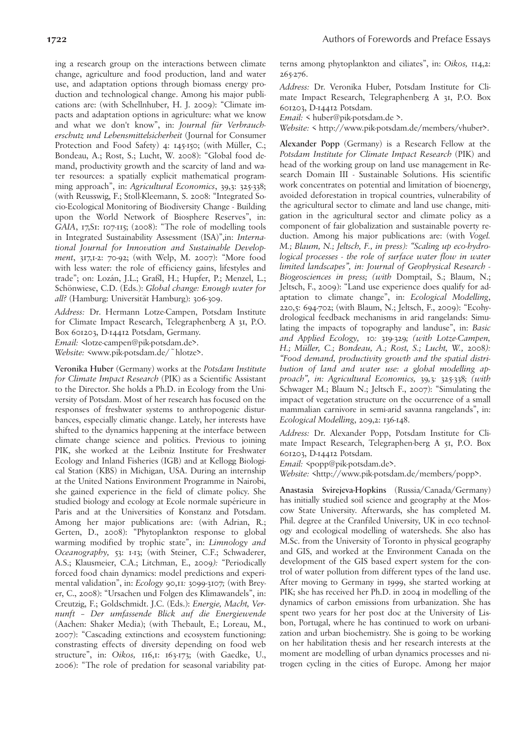ing a research group on the interactions between climate change, agriculture and food production, land and water use, and adaptation options through biomass energy production and technological change. Among his major publications are: (with Schellnhuber, H. J. 2009): "Climate impacts and adaptation options in agriculture: what we know and what we don't know", in: *Journal für Verbraucherschutz und Lebensmittelsicherheit* (Journal for Consumer Protection and Food Safety) 4: 145-150; (with Müller, C.; Bondeau, A.; Rost, S.; Lucht, W. 2008): "Global food demand, productivity growth and the scarcity of land and water resources: a spatially explicit mathematical programming approach", in: *Agricultural Economics*, 39,3: 325-338; (with Reusswig, F.; Stoll-Kleemann, S. 2008: "Integrated Socio-Ecological Monitoring of Biodiversity Change - Building upon the World Network of Biosphere Reserves", in: *GAIA*, 17,S1: 107-115; (2008): "The role of modelling tools in Integrated Sustainability Assessment (ISA)",in: *International Journal for Innovation and Sustainable Development*, 317,1-2: 70-92; (with Welp, M. 2007): "More food with less water: the role of efficiency gains, lifestyles and trade"; on: Lozán, J.L.; Graßl, H.; Hupfer, P.; Menzel, L.; Schönwiese, C.D. (Eds.): *Global change: Enough water for all?* (Hamburg: Universität Hamburg): 306-309.

*Address:* Dr. Hermann Lotze-Campen, Potsdam Institute for Climate Impact Research, Telegraphenberg A 31, P.O. Box 601203, D-14412 Potsdam, Germany.
*Email:* <lotze-campen@pik-potsdam.de>.
*Website:* <www.pik-potsdam.de/~hlotze>.

**Veronika Huber** (Germany) works at the *Potsdam Institute for Climate Impact Research* (PIK) as a Scientific Assistant to the Director. She holds a Ph.D. in Ecology from the University of Potsdam. Most of her research has focused on the responses of freshwater systems to anthropogenic disturbances, especially climatic change. Lately, her interests have shifted to the dynamics happening at the interface between climate change science and politics. Previous to joining PIK, she worked at the Leibniz Institute for Freshwater Ecology and Inland Fisheries (IGB) and at Kellogg Biological Station (KBS) in Michigan, USA. During an internship at the United Nations Environment Programme in Nairobi, she gained experience in the field of climate policy. She studied biology and ecology at Ecole normale supérieure in Paris and at the Universities of Konstanz and Potsdam. Among her major publications are: (with Adrian, R.; Gerten, D., 2008): "Phytoplankton response to global warming modified by trophic state", in: *Limnology and Oceanography,* 53: 1-13; (with Steiner, C.F.; Schwaderer, A.S.; Klausmeier, C.A.; Litchman, E., 2009*):* "Periodically forced food chain dynamics: model predictions and experimental validation", in: *Ecology* 90,11*:* 3099-3107*;* (with Breyer, C., 2008): "Ursachen und Folgen des Klimawandels", in: Creutzig, F.; Goldschmidt. J.C. (Eds.): *Energie, Macht, Vernunft – Der umfassende Blick auf die Energiewende* (Aachen: Shaker Media); (with Thebault, E.; Loreau, M., 2007): "Cascading extinctions and ecosystem functioning: constrasting effects of diversity depending on food web structure", in: *Oikos,* 116,1: 163-173; (with Gaedke, U., 2006): "The role of predation for seasonal variability patterns among phytoplankton and ciliates", in: *Oikos,* 114,2: 265-276.

*Address:* Dr. Veronika Huber, Potsdam Institute for Climate Impact Research, Telegraphenberg A 31, P.O. Box 601203, D-14412 Potsdam.
*Email:* < huber@pik-potsdam.de >.
*Website:* < http://www.pik-potsdam.de/members/vhuber>.

**Alexander Popp** (Germany) is a Research Fellow at the *Potsdam Institute for Climate Impact Research* (PIK) and head of the working group on land use management in Research Domain III - Sustainable Solutions. His scientific work concentrates on potential and limitation of bioenergy, avoided deforestation in tropical countries, vulnerability of the agricultural sector to climate and land use change, mitigation in the agricultural sector and climate policy as a component of fair globalization and sustainable poverty reduction. Among his major publications are: (with *Vogel. M.; Blaum, N.; Jeltsch, F., in press): "Scaling up eco-hydrological processes - the role of surface water flow in water limited landscapes", in: Journal of Geophysical Research - Biogeosciences in press; (with* Domptail, S.; Blaum, N.; Jeltsch, F., 2009): "Land use experience does qualify for adaptation to climate change", in: *Ecological Modelling*, 220,5: 694-702; (with Blaum, N.; Jeltsch, F., 2009): "Ecohydrological feedback mechanisms in arid rangelands: Simulating the impacts of topography and landuse", in: *Basic and Applied Ecology,* 10*:* 319-329*; (with Lotze-Campen, H.; Müller, C.; Bondeau, A.; Rost, S.; Lucht, W.,* 2008*): "Food demand, productivity growth and the spatial distribution of land and water use: a global modelling approach", in: Agricultural Economics,* 39,3*:* 325-338*; (with* Schwager M.; Blaum N.; Jeltsch F., 2007): "Simulating the impact of vegetation structure on the occurrence of a small mammalian carnivore in semi-arid savanna rangelands", in: *Ecological Modelling*, 209,2: 136-148.

*Address:* Dr. Alexander Popp, Potsdam Institute for Climate Impact Research, Telegraphen-berg A 51, P.O. Box 601203, D-14412 Potsdam.
*Email:* <popp@pik-potsdam.de>.
*Website:* <http://www.pik-potsdam.de/members/popp>.

**Anastasia Svirejeva-Hopkins** (Russia/Canada/Germany) has initially studied soil science and geography at the Moscow State University. Afterwards, she has completed M. Phil. degree at the Cranfiled University, UK in eco technology and ecological modelling of watersheds. She also has M.Sc. from the University of Toronto in physical geography and GIS, and worked at the Environment Canada on the development of the GIS based expert system for the control of water pollution from different types of the land use. After moving to Germany in 1999, she started working at PIK; she has received her Ph.D. in 2004 in modelling of the dynamics of carbon emissions from urbanization. She has spent two years for her post doc at the University of Lisbon, Portugal, where he has continued to work on urbanization and urban biochemistry. She is going to be working on her habilitation thesis and her research interests at the moment are modelling of urban dynamics processes and nitrogen cycling in the cities of Europe. Among her major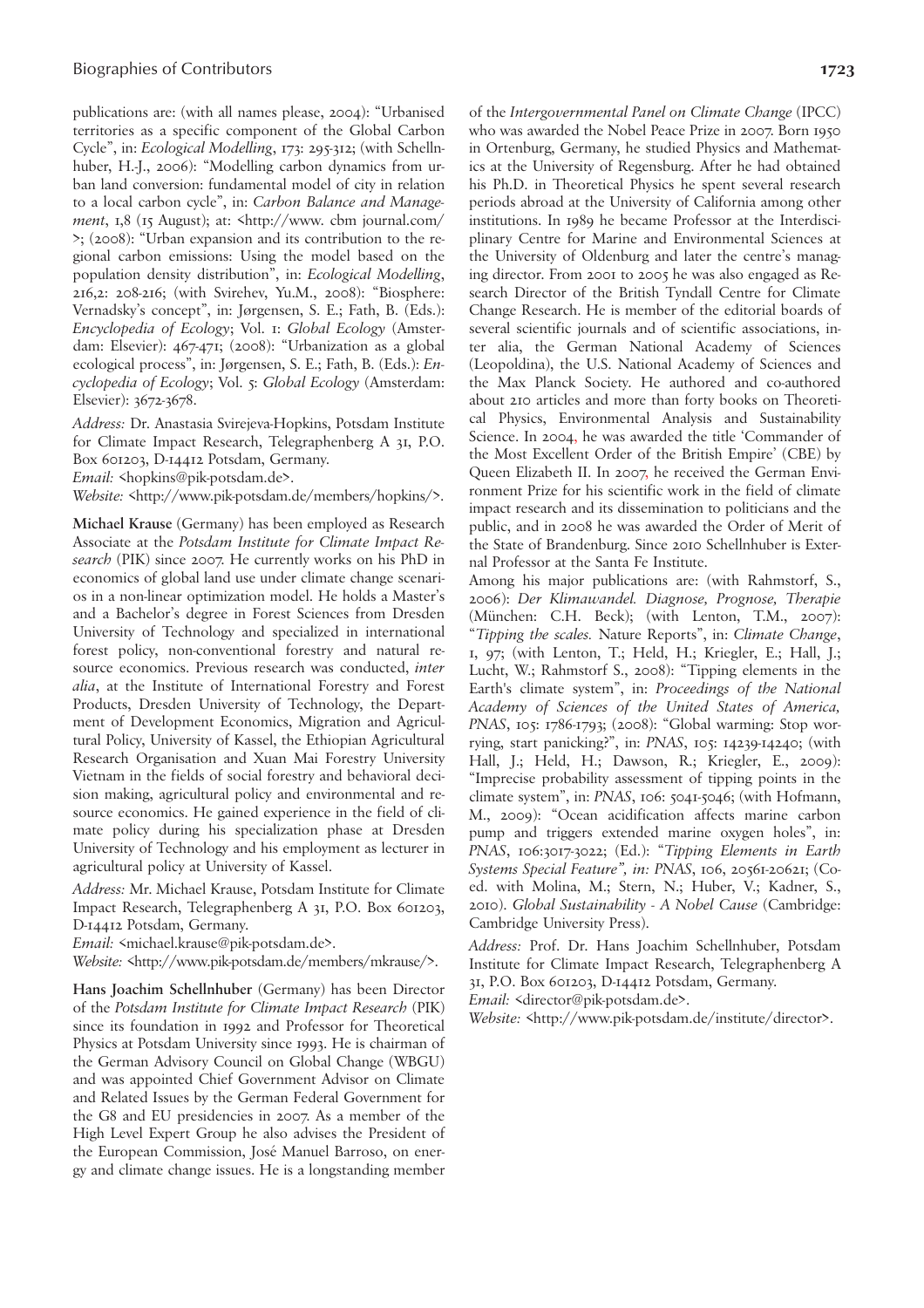publications are: (with all names please, 2004): "Urbanised territories as a specific component of the Global Carbon Cycle", in: *Ecological Modelling*, 173: 295-312; (with Schellnhuber, H.-J., 2006): "Modelling carbon dynamics from urban land conversion: fundamental model of city in relation to a local carbon cycle", in: *Carbon Balance and Management*, 1,8 (15 August); at: <http://www. cbm journal.com/ >; (2008): "Urban expansion and its contribution to the regional carbon emissions: Using the model based on the population density distribution", in: *Ecological Modelling*, 216,2: 208-216; (with Svirehev, Yu.M., 2008): "Biosphere: Vernadsky's concept", in: Jørgensen, S. E.; Fath, B. (Eds.): *Encyclopedia of Ecology*; Vol. 1: *Global Ecology* (Amsterdam: Elsevier): 467-471; (2008): "Urbanization as a global ecological process", in: Jørgensen, S. E.; Fath, B. (Eds.): *Encyclopedia of Ecology*; Vol. 5: *Global Ecology* (Amsterdam: Elsevier): 3672-3678.

*Address:* Dr. Anastasia Svirejeva-Hopkins, Potsdam Institute for Climate Impact Research, Telegraphenberg A 31, P.O. Box 601203, D-14412 Potsdam, Germany.
*Email:* <hopkins@pik-potsdam.de>.
*Website:* <http://www.pik-potsdam.de/members/hopkins/>.

**Michael Krause** (Germany) has been employed as Research Associate at the *Potsdam Institute for Climate Impact Research* (PIK) since 2007. He currently works on his PhD in economics of global land use under climate change scenarios in a non-linear optimization model. He holds a Master's and a Bachelor's degree in Forest Sciences from Dresden University of Technology and specialized in international forest policy, non-conventional forestry and natural resource economics. Previous research was conducted, *inter alia*, at the Institute of International Forestry and Forest Products, Dresden University of Technology, the Department of Development Economics, Migration and Agricultural Policy, University of Kassel, the Ethiopian Agricultural Research Organisation and Xuan Mai Forestry University Vietnam in the fields of social forestry and behavioral decision making, agricultural policy and environmental and resource economics. He gained experience in the field of climate policy during his specialization phase at Dresden University of Technology and his employment as lecturer in agricultural policy at University of Kassel.

*Address:* Mr. Michael Krause, Potsdam Institute for Climate Impact Research, Telegraphenberg A 31, P.O. Box 601203, D-14412 Potsdam, Germany.
*Email:* <michael.krause@pik-potsdam.de>.
*Website:* <http://www.pik-potsdam.de/members/mkrause/>.

**Hans Joachim Schellnhuber** (Germany) has been Director of the *Potsdam Institute for Climate Impact Research* (PIK) since its foundation in 1992 and Professor for Theoretical Physics at Potsdam University since 1993. He is chairman of the German Advisory Council on Global Change (WBGU) and was appointed Chief Government Advisor on Climate and Related Issues by the German Federal Government for the G8 and EU presidencies in 2007. As a member of the High Level Expert Group he also advises the President of the European Commission, José Manuel Barroso, on energy and climate change issues. He is a longstanding member of the *Intergovernmental Panel on Climate Change* (IPCC) who was awarded the Nobel Peace Prize in 2007. Born 1950 in Ortenburg, Germany, he studied Physics and Mathematics at the University of Regensburg. After he had obtained his Ph.D. in Theoretical Physics he spent several research periods abroad at the University of California among other institutions. In 1989 he became Professor at the Interdisciplinary Centre for Marine and Environmental Sciences at the University of Oldenburg and later the centre's managing director. From 2001 to 2005 he was also engaged as Research Director of the British Tyndall Centre for Climate Change Research. He is member of the editorial boards of several scientific journals and of scientific associations, inter alia, the German National Academy of Sciences (Leopoldina), the U.S. National Academy of Sciences and the Max Planck Society. He authored and co-authored about 210 articles and more than forty books on Theoretical Physics, Environmental Analysis and Sustainability Science. In 2004, he was awarded the title 'Commander of the Most Excellent Order of the British Empire' (CBE) by Queen Elizabeth II. In 2007, he received the German Environment Prize for his scientific work in the field of climate impact research and its dissemination to politicians and the public, and in 2008 he was awarded the Order of Merit of the State of Brandenburg. Since 2010 Schellnhuber is External Professor at the Santa Fe Institute.

Among his major publications are: (with Rahmstorf, S., 2006): *Der Klimawandel. Diagnose, Prognose, Therapie* (München: C.H. Beck); (with Lenton, T.M., 2007): "*Tipping the scales.* Nature Reports", in: *Climate Change*, 1, 97; (with Lenton, T.; Held, H.; Kriegler, E.; Hall, J.; Lucht, W.; Rahmstorf S., 2008): "Tipping elements in the Earth's climate system", in: *Proceedings of the National Academy of Sciences of the United States of America, PNAS*, 105: 1786-1793; (2008): "Global warming: Stop worrying, start panicking?", in: *PNAS*, 105: 14239-14240; (with Hall, J.; Held, H.; Dawson, R.; Kriegler, E., 2009): "Imprecise probability assessment of tipping points in the climate system", in: *PNAS*, 106: 5041-5046; (with Hofmann, M., 2009): "Ocean acidification affects marine carbon pump and triggers extended marine oxygen holes", in: *PNAS*, 106:3017-3022; (Ed.): "*Tipping Elements in Earth Systems Special Feature", in: PNAS*, 106, 20561-20621; (Co-ed. with Molina, M.; Stern, N.; Huber, V.; Kadner, S., 2010). *Global Sustainability - A Nobel Cause* (Cambridge: Cambridge University Press).

*Address:* Prof. Dr. Hans Joachim Schellnhuber, Potsdam Institute for Climate Impact Research, Telegraphenberg A 31, P.O. Box 601203, D-14412 Potsdam, Germany.
*Email:* <director@pik-potsdam.de>.
*Website:* <http://www.pik-potsdam.de/institute/director>.